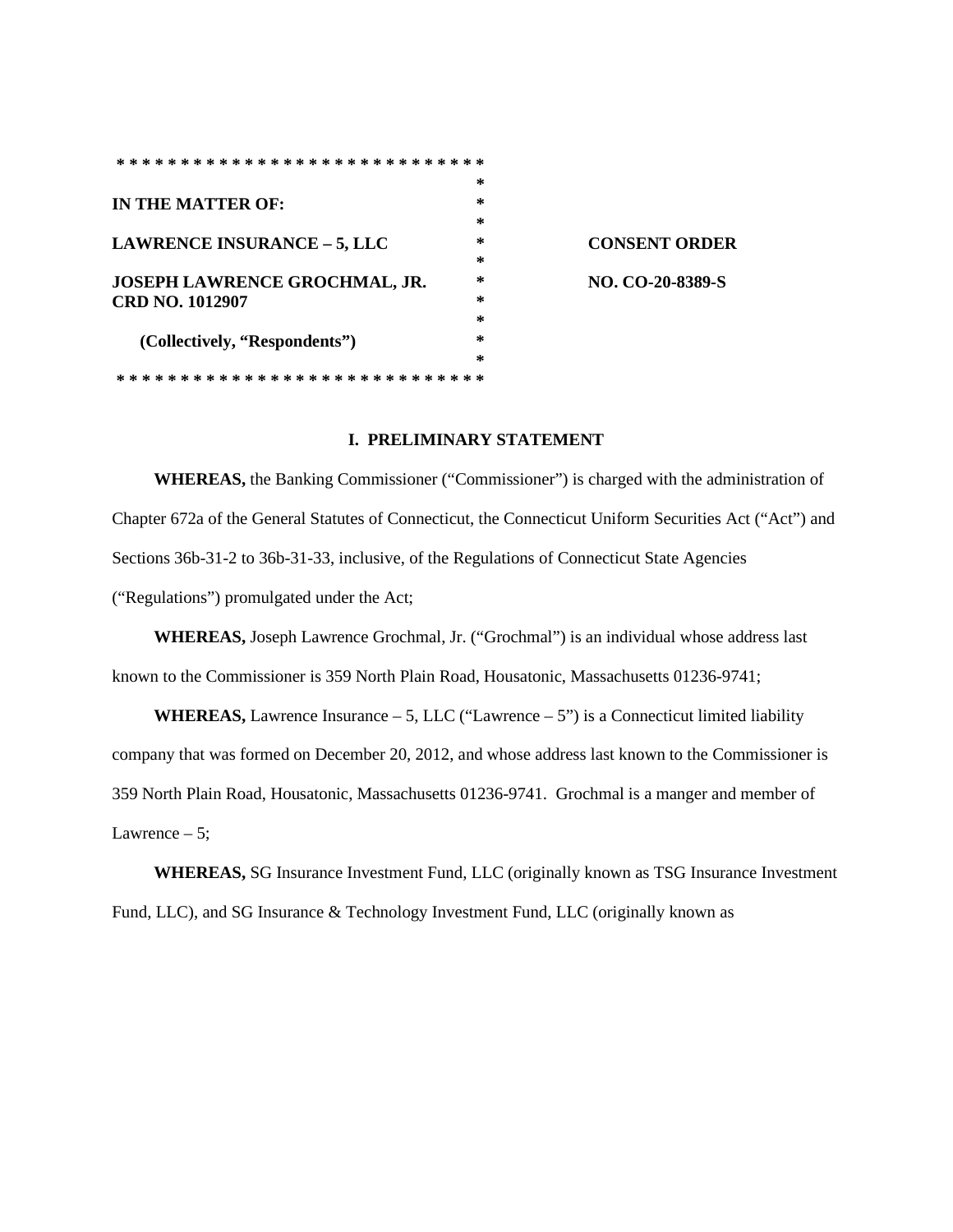| | |
|---|---|
| **IN THE MATTER OF:** | |
| **LAWRENCE INSURANCE – 5, LLC** | **CONSENT ORDER** |
| **JOSEPH LAWRENCE GROCHMAL, JR.** **CRD NO. 1012907** | **NO. CO-20-8389-S** |
| **(Collectively, "Respondents")** | |

## I. PRELIMINARY STATEMENT

**WHEREAS,** the Banking Commissioner ("Commissioner") is charged with the administration of Chapter 672a of the General Statutes of Connecticut, the Connecticut Uniform Securities Act ("Act") and Sections 36b-31-2 to 36b-31-33, inclusive, of the Regulations of Connecticut State Agencies ("Regulations") promulgated under the Act;

**WHEREAS,** Joseph Lawrence Grochmal, Jr. ("Grochmal") is an individual whose address last known to the Commissioner is 359 North Plain Road, Housatonic, Massachusetts 01236-9741;

**WHEREAS,** Lawrence Insurance – 5, LLC ("Lawrence – 5") is a Connecticut limited liability company that was formed on December 20, 2012, and whose address last known to the Commissioner is 359 North Plain Road, Housatonic, Massachusetts 01236-9741. Grochmal is a manger and member of Lawrence – 5;

**WHEREAS,** SG Insurance Investment Fund, LLC (originally known as TSG Insurance Investment Fund, LLC), and SG Insurance & Technology Investment Fund, LLC (originally known as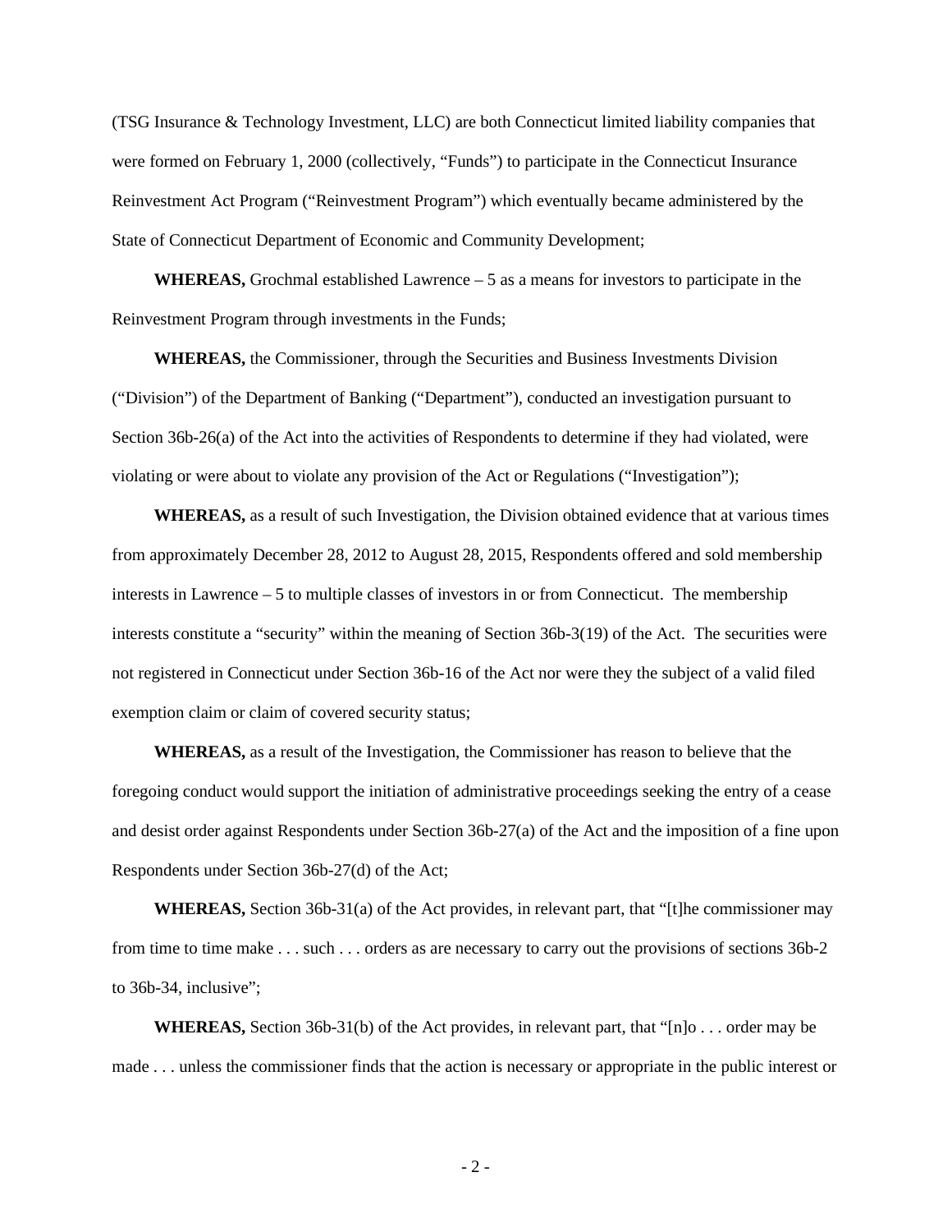(TSG Insurance & Technology Investment, LLC) are both Connecticut limited liability companies that were formed on February 1, 2000 (collectively, "Funds") to participate in the Connecticut Insurance Reinvestment Act Program ("Reinvestment Program") which eventually became administered by the State of Connecticut Department of Economic and Community Development;

**WHEREAS,** Grochmal established Lawrence – 5 as a means for investors to participate in the Reinvestment Program through investments in the Funds;

**WHEREAS,** the Commissioner, through the Securities and Business Investments Division ("Division") of the Department of Banking ("Department"), conducted an investigation pursuant to Section 36b-26(a) of the Act into the activities of Respondents to determine if they had violated, were violating or were about to violate any provision of the Act or Regulations ("Investigation");

**WHEREAS,** as a result of such Investigation, the Division obtained evidence that at various times from approximately December 28, 2012 to August 28, 2015, Respondents offered and sold membership interests in Lawrence – 5 to multiple classes of investors in or from Connecticut. The membership interests constitute a "security" within the meaning of Section 36b-3(19) of the Act. The securities were not registered in Connecticut under Section 36b-16 of the Act nor were they the subject of a valid filed exemption claim or claim of covered security status;

**WHEREAS,** as a result of the Investigation, the Commissioner has reason to believe that the foregoing conduct would support the initiation of administrative proceedings seeking the entry of a cease and desist order against Respondents under Section 36b-27(a) of the Act and the imposition of a fine upon Respondents under Section 36b-27(d) of the Act;

**WHEREAS,** Section 36b-31(a) of the Act provides, in relevant part, that "[t]he commissioner may from time to time make . . . such . . . orders as are necessary to carry out the provisions of sections 36b-2 to 36b-34, inclusive";

**WHEREAS,** Section 36b-31(b) of the Act provides, in relevant part, that "[n]o . . . order may be made . . . unless the commissioner finds that the action is necessary or appropriate in the public interest or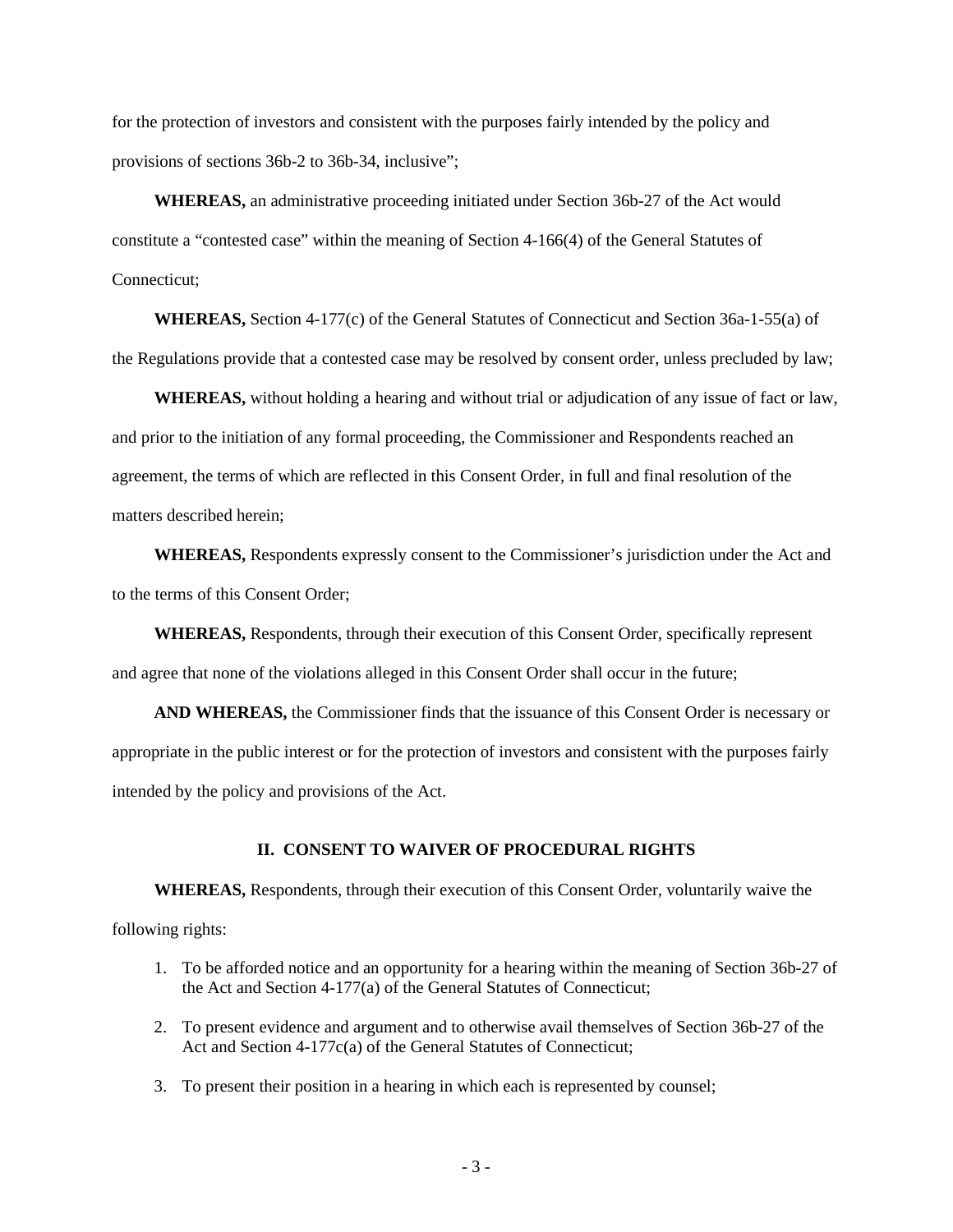for the protection of investors and consistent with the purposes fairly intended by the policy and provisions of sections 36b-2 to 36b-34, inclusive";

**WHEREAS,** an administrative proceeding initiated under Section 36b-27 of the Act would constitute a "contested case" within the meaning of Section 4-166(4) of the General Statutes of Connecticut;

**WHEREAS,** Section 4-177(c) of the General Statutes of Connecticut and Section 36a-1-55(a) of the Regulations provide that a contested case may be resolved by consent order, unless precluded by law;

**WHEREAS,** without holding a hearing and without trial or adjudication of any issue of fact or law, and prior to the initiation of any formal proceeding, the Commissioner and Respondents reached an agreement, the terms of which are reflected in this Consent Order, in full and final resolution of the matters described herein;

**WHEREAS,** Respondents expressly consent to the Commissioner's jurisdiction under the Act and to the terms of this Consent Order;

**WHEREAS,** Respondents, through their execution of this Consent Order, specifically represent and agree that none of the violations alleged in this Consent Order shall occur in the future;

**AND WHEREAS,** the Commissioner finds that the issuance of this Consent Order is necessary or appropriate in the public interest or for the protection of investors and consistent with the purposes fairly intended by the policy and provisions of the Act.

## II. CONSENT TO WAIVER OF PROCEDURAL RIGHTS

**WHEREAS,** Respondents, through their execution of this Consent Order, voluntarily waive the following rights:

1. To be afforded notice and an opportunity for a hearing within the meaning of Section 36b-27 of the Act and Section 4-177(a) of the General Statutes of Connecticut;
2. To present evidence and argument and to otherwise avail themselves of Section 36b-27 of the Act and Section 4-177c(a) of the General Statutes of Connecticut;
3. To present their position in a hearing in which each is represented by counsel;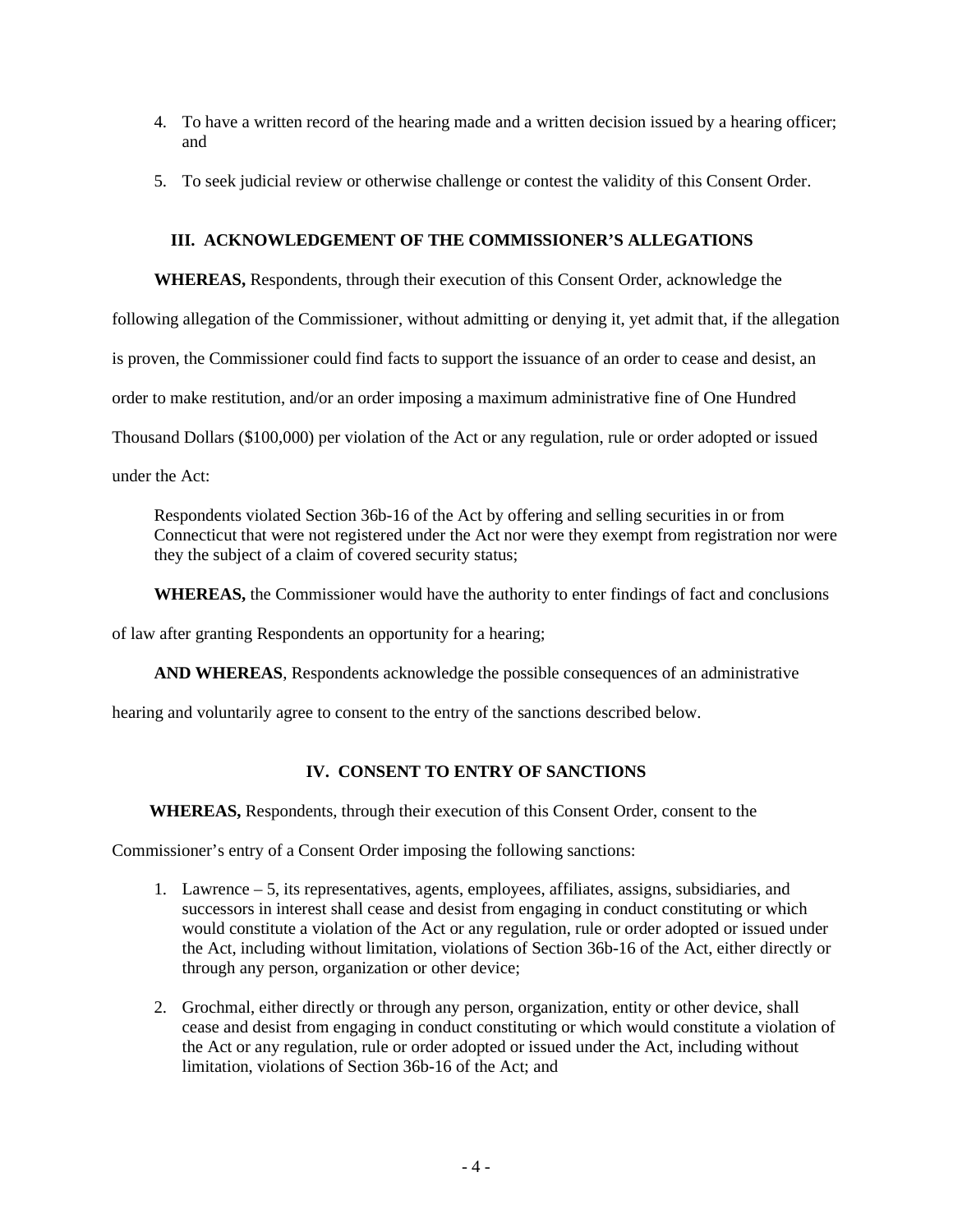4. To have a written record of the hearing made and a written decision issued by a hearing officer; and

5. To seek judicial review or otherwise challenge or contest the validity of this Consent Order.

## III. ACKNOWLEDGEMENT OF THE COMMISSIONER'S ALLEGATIONS

**WHEREAS,** Respondents, through their execution of this Consent Order, acknowledge the following allegation of the Commissioner, without admitting or denying it, yet admit that, if the allegation is proven, the Commissioner could find facts to support the issuance of an order to cease and desist, an order to make restitution, and/or an order imposing a maximum administrative fine of One Hundred Thousand Dollars ($100,000) per violation of the Act or any regulation, rule or order adopted or issued under the Act:

> Respondents violated Section 36b-16 of the Act by offering and selling securities in or from Connecticut that were not registered under the Act nor were they exempt from registration nor were they the subject of a claim of covered security status;

**WHEREAS,** the Commissioner would have the authority to enter findings of fact and conclusions of law after granting Respondents an opportunity for a hearing;

**AND WHEREAS**, Respondents acknowledge the possible consequences of an administrative hearing and voluntarily agree to consent to the entry of the sanctions described below.

## IV. CONSENT TO ENTRY OF SANCTIONS

**WHEREAS,** Respondents, through their execution of this Consent Order, consent to the Commissioner's entry of a Consent Order imposing the following sanctions:

1. Lawrence – 5, its representatives, agents, employees, affiliates, assigns, subsidiaries, and successors in interest shall cease and desist from engaging in conduct constituting or which would constitute a violation of the Act or any regulation, rule or order adopted or issued under the Act, including without limitation, violations of Section 36b-16 of the Act, either directly or through any person, organization or other device;

2. Grochmal, either directly or through any person, organization, entity or other device, shall cease and desist from engaging in conduct constituting or which would constitute a violation of the Act or any regulation, rule or order adopted or issued under the Act, including without limitation, violations of Section 36b-16 of the Act; and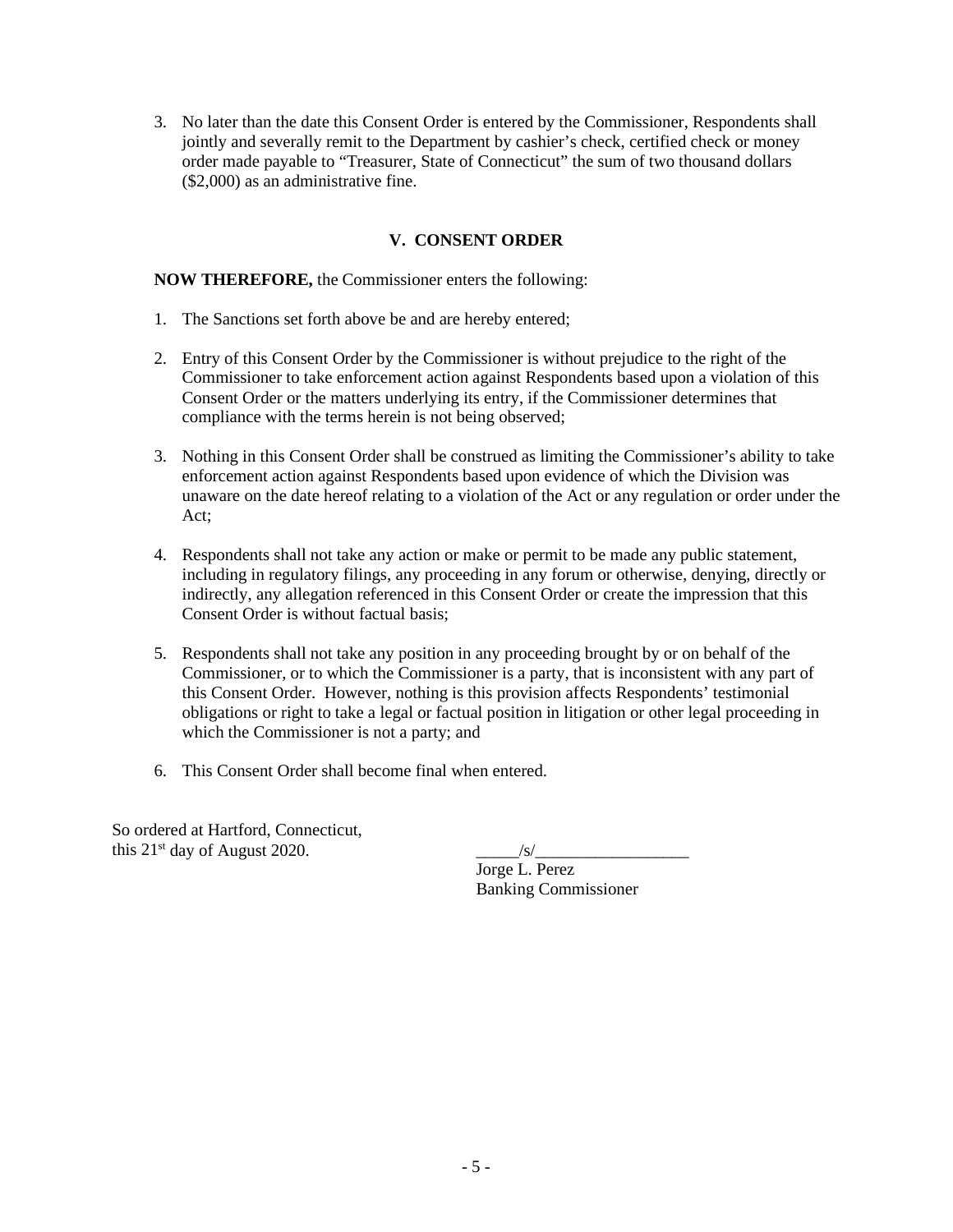3. No later than the date this Consent Order is entered by the Commissioner, Respondents shall jointly and severally remit to the Department by cashier's check, certified check or money order made payable to "Treasurer, State of Connecticut" the sum of two thousand dollars ($2,000) as an administrative fine.

## V. CONSENT ORDER

**NOW THEREFORE,** the Commissioner enters the following:

1. The Sanctions set forth above be and are hereby entered;

2. Entry of this Consent Order by the Commissioner is without prejudice to the right of the Commissioner to take enforcement action against Respondents based upon a violation of this Consent Order or the matters underlying its entry, if the Commissioner determines that compliance with the terms herein is not being observed;

3. Nothing in this Consent Order shall be construed as limiting the Commissioner's ability to take enforcement action against Respondents based upon evidence of which the Division was unaware on the date hereof relating to a violation of the Act or any regulation or order under the Act;

4. Respondents shall not take any action or make or permit to be made any public statement, including in regulatory filings, any proceeding in any forum or otherwise, denying, directly or indirectly, any allegation referenced in this Consent Order or create the impression that this Consent Order is without factual basis;

5. Respondents shall not take any position in any proceeding brought by or on behalf of the Commissioner, or to which the Commissioner is a party, that is inconsistent with any part of this Consent Order. However, nothing is this provision affects Respondents' testimonial obligations or right to take a legal or factual position in litigation or other legal proceeding in which the Commissioner is not a party; and

6. This Consent Order shall become final when entered.

So ordered at Hartford, Connecticut,
this 21st day of August 2020.

_____/s/__________________
Jorge L. Perez
Banking Commissioner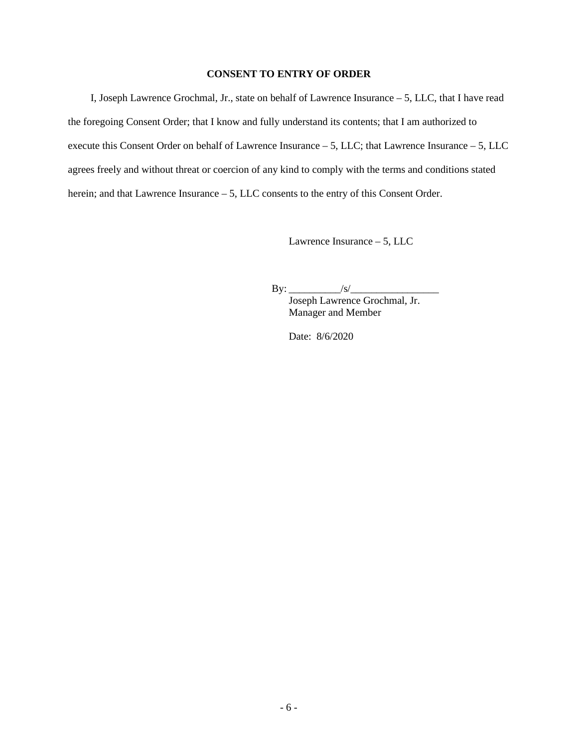**CONSENT TO ENTRY OF ORDER**

I, Joseph Lawrence Grochmal, Jr., state on behalf of Lawrence Insurance – 5, LLC, that I have read the foregoing Consent Order; that I know and fully understand its contents; that I am authorized to execute this Consent Order on behalf of Lawrence Insurance – 5, LLC; that Lawrence Insurance – 5, LLC agrees freely and without threat or coercion of any kind to comply with the terms and conditions stated herein; and that Lawrence Insurance – 5, LLC consents to the entry of this Consent Order.

Lawrence Insurance – 5, LLC

By: __________/s/_________________
Joseph Lawrence Grochmal, Jr.
Manager and Member

Date: 8/6/2020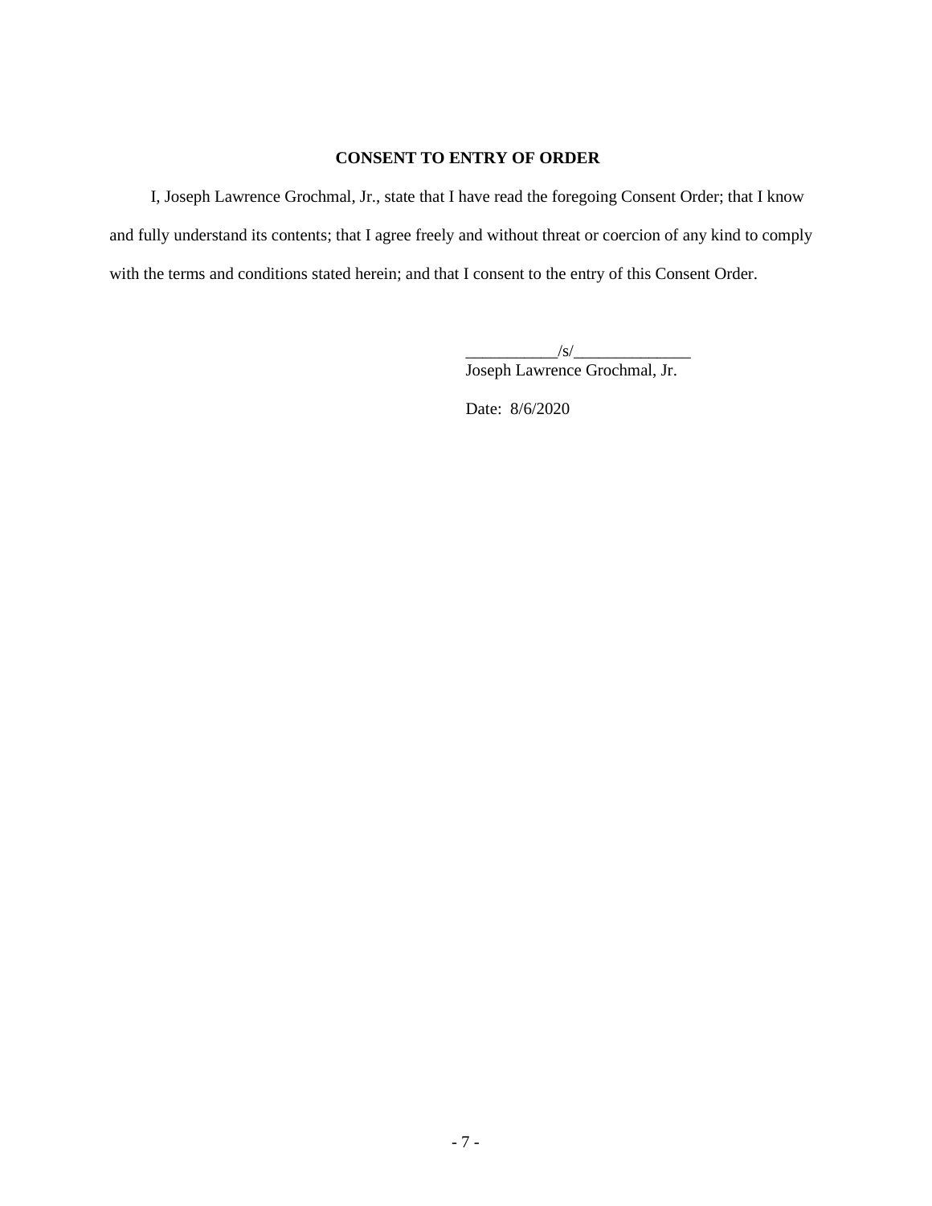**CONSENT TO ENTRY OF ORDER**

I, Joseph Lawrence Grochmal, Jr., state that I have read the foregoing Consent Order; that I know and fully understand its contents; that I agree freely and without threat or coercion of any kind to comply with the terms and conditions stated herein; and that I consent to the entry of this Consent Order.

___________/s/______________
Joseph Lawrence Grochmal, Jr.

Date: 8/6/2020